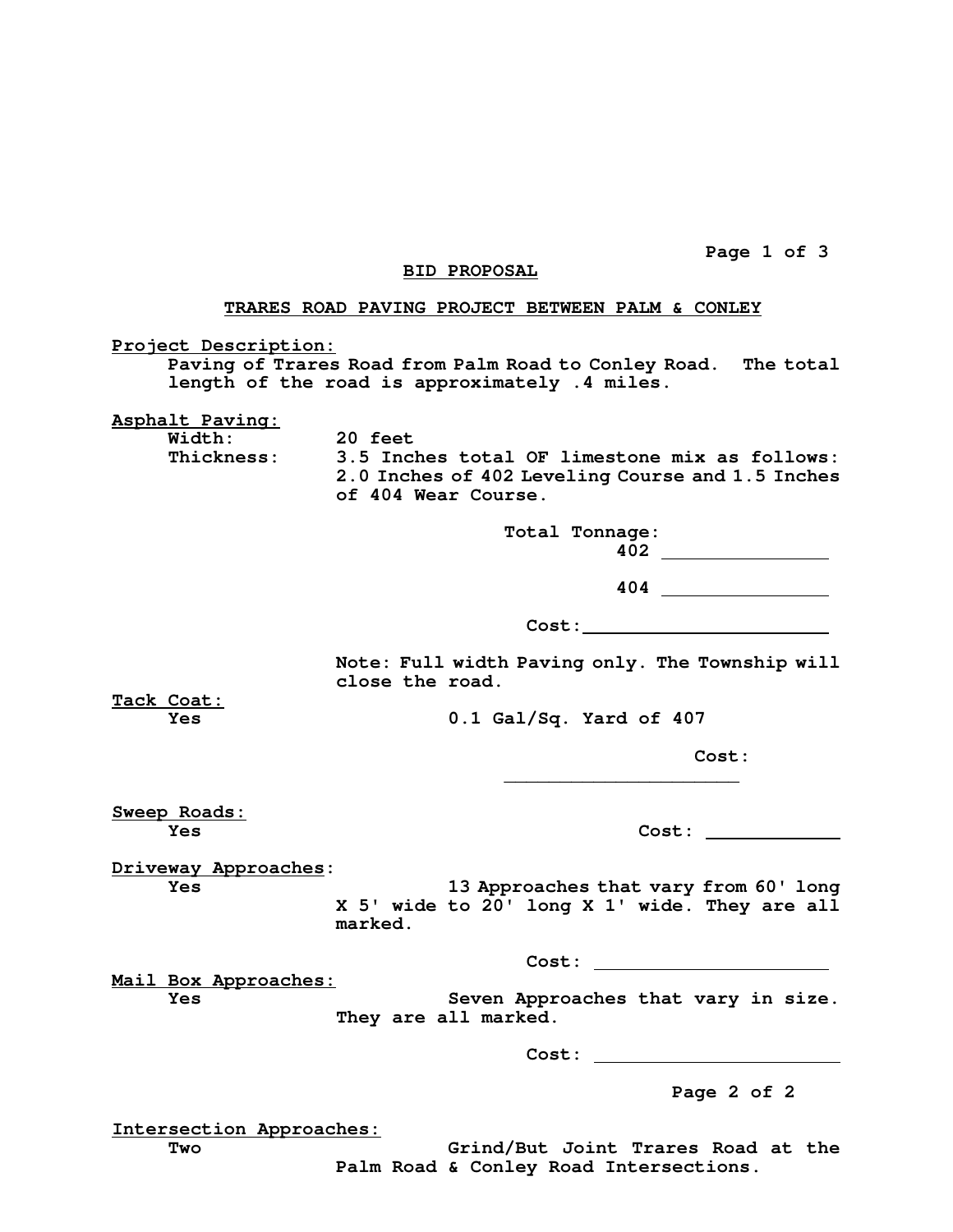## BID PROPOSAL

## TRARES ROAD PAVING PROJECT BETWEEN PALM & CONLEY

**Project Description:**

Paving of Trares Road from Palm Road to Conley Road. The total length of the road is approximately .4 miles.

**Asphalt Paving:**

**Width:** 20 feet

**Thickness:** 3.5 Inches total OF limestone mix as follows: 2.0 Inches of 402 Leveling Course and 1.5 Inches of 404 Wear Course.

Total Tonnage:

402 ________________

404 ________________

Cost: ________________________

Note: Full width Paving only. The Township will close the road.

**Tack Coat:**

Yes — 0.1 Gal/Sq. Yard of 407

Cost: ______________________

**Sweep Roads:**

Yes — Cost: ____________

**Driveway Approaches:**

Yes — 13 Approaches that vary from 60' long X 5' wide to 20' long X 1' wide. They are all marked.

Cost: ______________________

**Mail Box Approaches:**

Yes — Seven Approaches that vary in size. They are all marked.

Cost: ________________________

Page 2 of 2

**Intersection Approaches:**

Two — Grind/But Joint Trares Road at the Palm Road & Conley Road Intersections.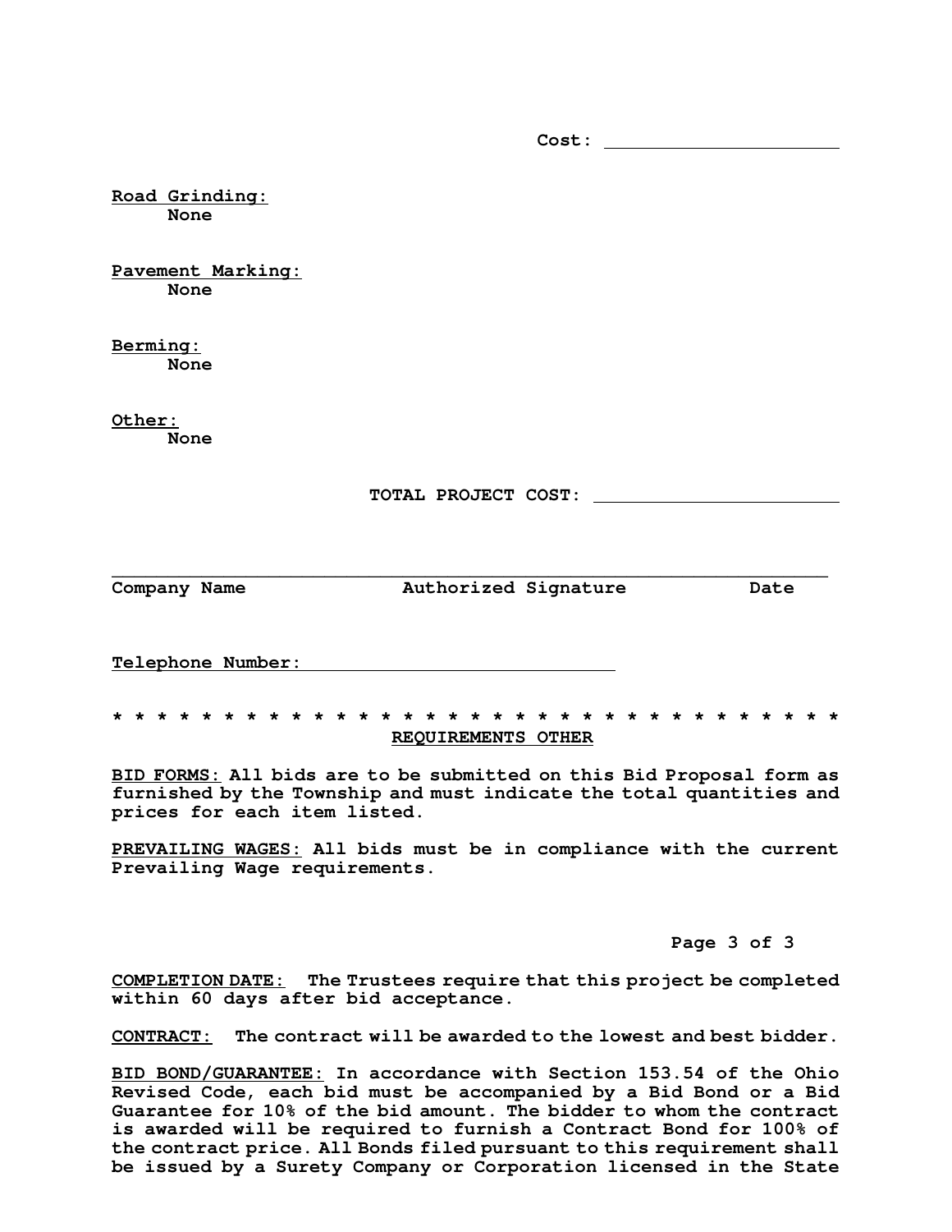Cost: ______________________

**Road Grinding:**
None

**Pavement Marking:**
None

**Berming:**
None

**Other:**
None

**TOTAL PROJECT COST:** ______________________

________________________________________________________________

**Company Name** **Authorized Signature** **Date**

**Telephone Number:** ____________________________

* * * * * * * * * * * * * * * * * * * * * * * * * * * * * * * * *

## REQUIREMENTS OTHER

**BID FORMS:** All bids are to be submitted on this Bid Proposal form as furnished by the Township and must indicate the total quantities and prices for each item listed.

**PREVAILING WAGES:** All bids must be in compliance with the current Prevailing Wage requirements.

**COMPLETION DATE:** The Trustees require that this project be completed within 60 days after bid acceptance.

**CONTRACT:** The contract will be awarded to the lowest and best bidder.

**BID BOND/GUARANTEE:** In accordance with Section 153.54 of the Ohio Revised Code, each bid must be accompanied by a Bid Bond or a Bid Guarantee for 10% of the bid amount. The bidder to whom the contract is awarded will be required to furnish a Contract Bond for 100% of the contract price. All Bonds filed pursuant to this requirement shall be issued by a Surety Company or Corporation licensed in the State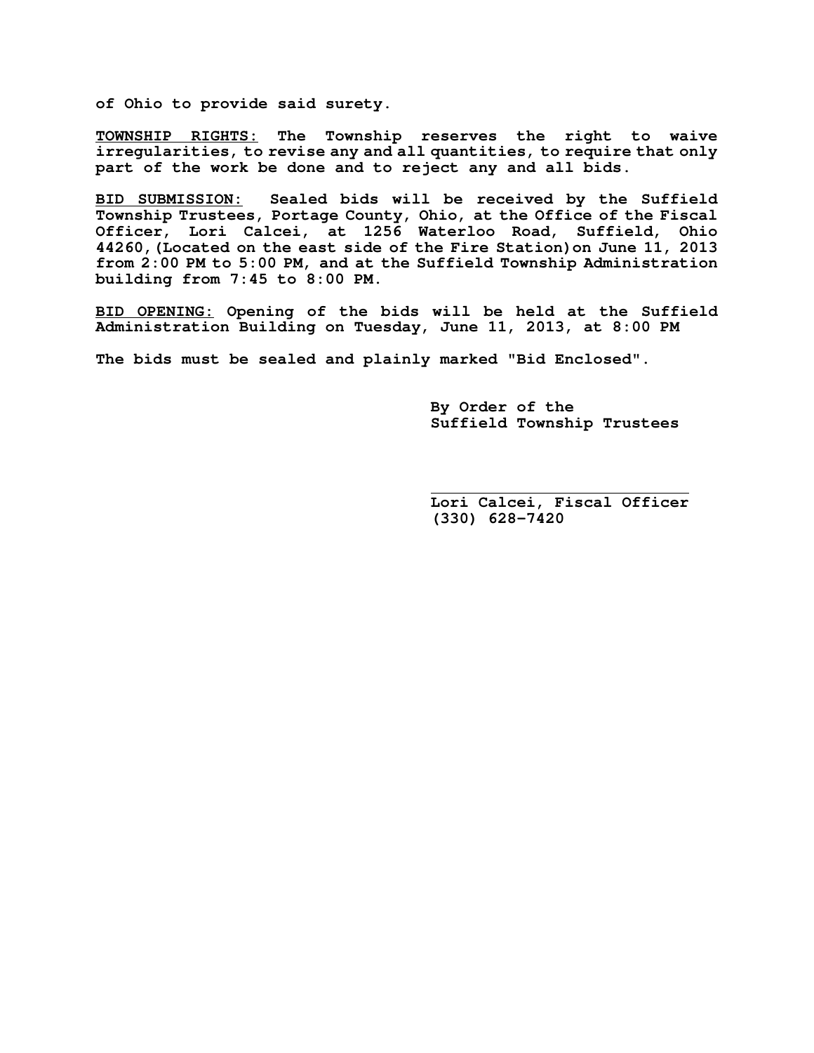**of Ohio to provide said surety.**

**<u>TOWNSHIP RIGHTS:</u> The Township reserves the right to waive irregularities, to revise any and all quantities, to require that only part of the work be done and to reject any and all bids.**

**<u>BID SUBMISSION:</u> Sealed bids will be received by the Suffield Township Trustees, Portage County, Ohio, at the Office of the Fiscal Officer, Lori Calcei, at 1256 Waterloo Road, Suffield, Ohio 44260,(Located on the east side of the Fire Station)on June 11, 2013 from 2:00 PM to 5:00 PM, and at the Suffield Township Administration building from 7:45 to 8:00 PM.**

**<u>BID OPENING:</u> Opening of the bids will be held at the Suffield Administration Building on Tuesday, June 11, 2013, at 8:00 PM**

**The bids must be sealed and plainly marked "Bid Enclosed".**

**By Order of the**
**Suffield Township Trustees**

______________________________
**Lori Calcei, Fiscal Officer**
**(330) 628-7420**